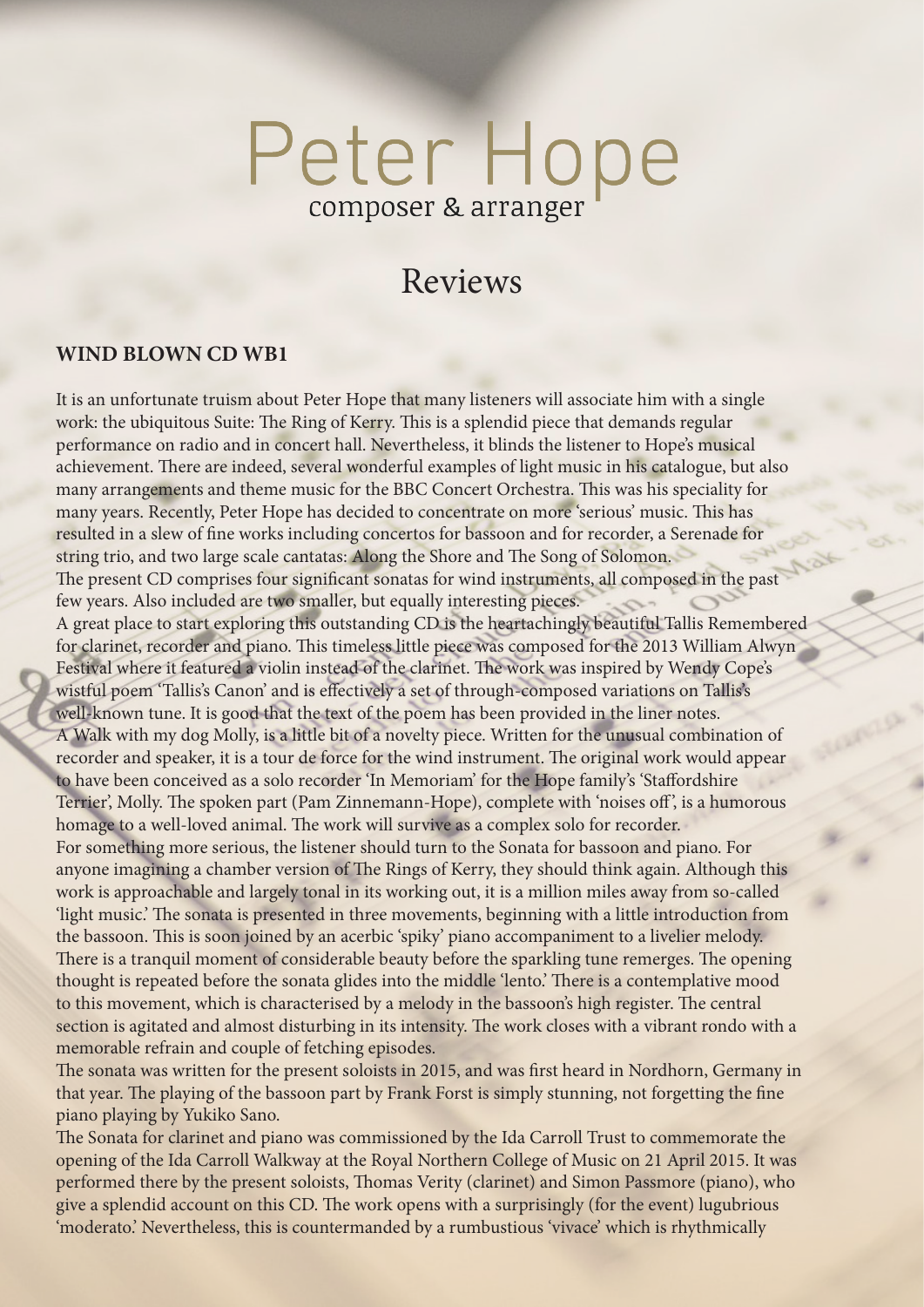# Peter Hope

composer & arranger

## Reviews

### WIND BLOWN CD WB1

It is an unfortunate truism about Peter Hope that many listeners will associate him with a single work: the ubiquitous Suite: The Ring of Kerry. This is a splendid piece that demands regular performance on radio and in concert hall. Nevertheless, it blinds the listener to Hope's musical achievement. There are indeed, several wonderful examples of light music in his catalogue, but also many arrangements and theme music for the BBC Concert Orchestra. This was his speciality for many years. Recently, Peter Hope has decided to concentrate on more 'serious' music. This has resulted in a slew of fine works including concertos for bassoon and for recorder, a Serenade for string trio, and two large scale cantatas: Along the Shore and The Song of Solomon.

The present CD comprises four significant sonatas for wind instruments, all composed in the past few years. Also included are two smaller, but equally interesting pieces.

A great place to start exploring this outstanding CD is the heartachingly beautiful Tallis Remembered for clarinet, recorder and piano. This timeless little piece was composed for the 2013 William Alwyn Festival where it featured a violin instead of the clarinet. The work was inspired by Wendy Cope's wistful poem 'Tallis's Canon' and is effectively a set of through-composed variations on Tallis's well-known tune. It is good that the text of the poem has been provided in the liner notes.

A Walk with my dog Molly, is a little bit of a novelty piece. Written for the unusual combination of recorder and speaker, it is a tour de force for the wind instrument. The original work would appear to have been conceived as a solo recorder 'In Memoriam' for the Hope family's 'Staffordshire Terrier', Molly. The spoken part (Pam Zinnemann-Hope), complete with 'noises off', is a humorous homage to a well-loved animal. The work will survive as a complex solo for recorder.

For something more serious, the listener should turn to the Sonata for bassoon and piano. For anyone imagining a chamber version of The Rings of Kerry, they should think again. Although this work is approachable and largely tonal in its working out, it is a million miles away from so-called 'light music.' The sonata is presented in three movements, beginning with a little introduction from the bassoon. This is soon joined by an acerbic 'spiky' piano accompaniment to a livelier melody. There is a tranquil moment of considerable beauty before the sparkling tune remerges. The opening thought is repeated before the sonata glides into the middle 'lento.' There is a contemplative mood to this movement, which is characterised by a melody in the bassoon's high register. The central section is agitated and almost disturbing in its intensity. The work closes with a vibrant rondo with a memorable refrain and couple of fetching episodes.

The sonata was written for the present soloists in 2015, and was first heard in Nordhorn, Germany in that year. The playing of the bassoon part by Frank Forst is simply stunning, not forgetting the fine piano playing by Yukiko Sano.

The Sonata for clarinet and piano was commissioned by the Ida Carroll Trust to commemorate the opening of the Ida Carroll Walkway at the Royal Northern College of Music on 21 April 2015. It was performed there by the present soloists, Thomas Verity (clarinet) and Simon Passmore (piano), who give a splendid account on this CD. The work opens with a surprisingly (for the event) lugubrious 'moderato.' Nevertheless, this is countermanded by a rumbustious 'vivace' which is rhythmically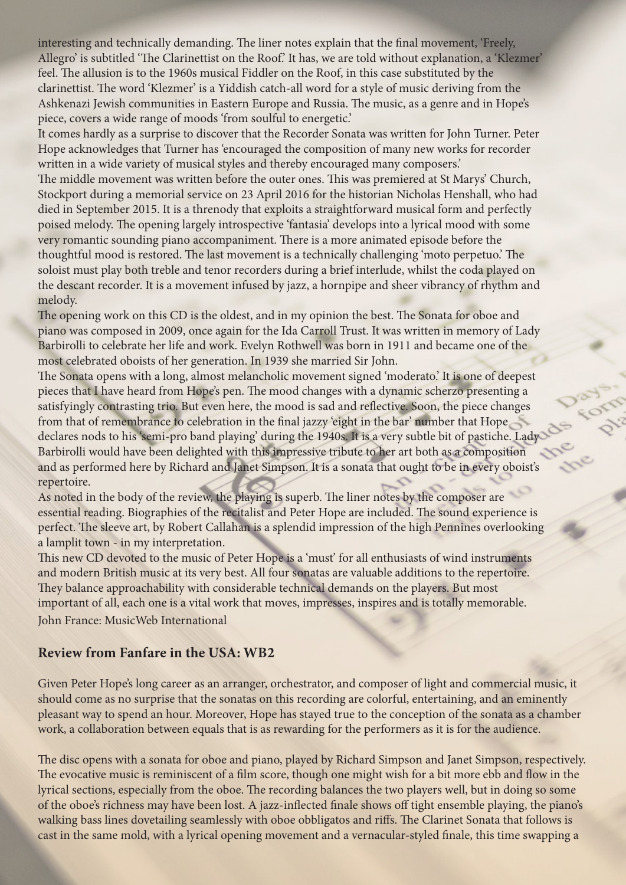interesting and technically demanding. The liner notes explain that the final movement, 'Freely, Allegro' is subtitled 'The Clarinettist on the Roof.' It has, we are told without explanation, a 'Klezmer' feel. The allusion is to the 1960s musical Fiddler on the Roof, in this case substituted by the clarinettist. The word 'Klezmer' is a Yiddish catch-all word for a style of music deriving from the Ashkenazi Jewish communities in Eastern Europe and Russia. The music, as a genre and in Hope's piece, covers a wide range of moods 'from soulful to energetic.'

It comes hardly as a surprise to discover that the Recorder Sonata was written for John Turner. Peter Hope acknowledges that Turner has 'encouraged the composition of many new works for recorder written in a wide variety of musical styles and thereby encouraged many composers.'

The middle movement was written before the outer ones. This was premiered at St Marys' Church, Stockport during a memorial service on 23 April 2016 for the historian Nicholas Henshall, who had died in September 2015. It is a threnody that exploits a straightforward musical form and perfectly poised melody. The opening largely introspective 'fantasia' develops into a lyrical mood with some very romantic sounding piano accompaniment. There is a more animated episode before the thoughtful mood is restored. The last movement is a technically challenging 'moto perpetuo.' The soloist must play both treble and tenor recorders during a brief interlude, whilst the coda played on the descant recorder. It is a movement infused by jazz, a hornpipe and sheer vibrancy of rhythm and melody.

The opening work on this CD is the oldest, and in my opinion the best. The Sonata for oboe and piano was composed in 2009, once again for the Ida Carroll Trust. It was written in memory of Lady Barbirolli to celebrate her life and work. Evelyn Rothwell was born in 1911 and became one of the most celebrated oboists of her generation. In 1939 she married Sir John.

The Sonata opens with a long, almost melancholic movement signed 'moderato.' It is one of deepest pieces that I have heard from Hope's pen. The mood changes with a dynamic scherzo presenting a satisfyingly contrasting trio. But even here, the mood is sad and reflective. Soon, the piece changes from that of remembrance to celebration in the final jazzy 'eight in the bar' number that Hope declares nods to his 'semi-pro band playing' during the 1940s. It is a very subtle bit of pastiche. Lady Barbirolli would have been delighted with this impressive tribute to her art both as a composition and as performed here by Richard and Janet Simpson. It is a sonata that ought to be in every oboist's repertoire.

As noted in the body of the review, the playing is superb. The liner notes by the composer are essential reading. Biographies of the recitalist and Peter Hope are included. The sound experience is perfect. The sleeve art, by Robert Callahan is a splendid impression of the high Pennines overlooking a lamplit town - in my interpretation.

This new CD devoted to the music of Peter Hope is a 'must' for all enthusiasts of wind instruments and modern British music at its very best. All four sonatas are valuable additions to the repertoire. They balance approachability with considerable technical demands on the players. But most important of all, each one is a vital work that moves, impresses, inspires and is totally memorable.

John France: MusicWeb International

## Review from Fanfare in the USA: WB2

Given Peter Hope's long career as an arranger, orchestrator, and composer of light and commercial music, it should come as no surprise that the sonatas on this recording are colorful, entertaining, and an eminently pleasant way to spend an hour. Moreover, Hope has stayed true to the conception of the sonata as a chamber work, a collaboration between equals that is as rewarding for the performers as it is for the audience.

The disc opens with a sonata for oboe and piano, played by Richard Simpson and Janet Simpson, respectively. The evocative music is reminiscent of a film score, though one might wish for a bit more ebb and flow in the lyrical sections, especially from the oboe. The recording balances the two players well, but in doing so some of the oboe's richness may have been lost. A jazz-inflected finale shows off tight ensemble playing, the piano's walking bass lines dovetailing seamlessly with oboe obbligatos and riffs. The Clarinet Sonata that follows is cast in the same mold, with a lyrical opening movement and a vernacular-styled finale, this time swapping a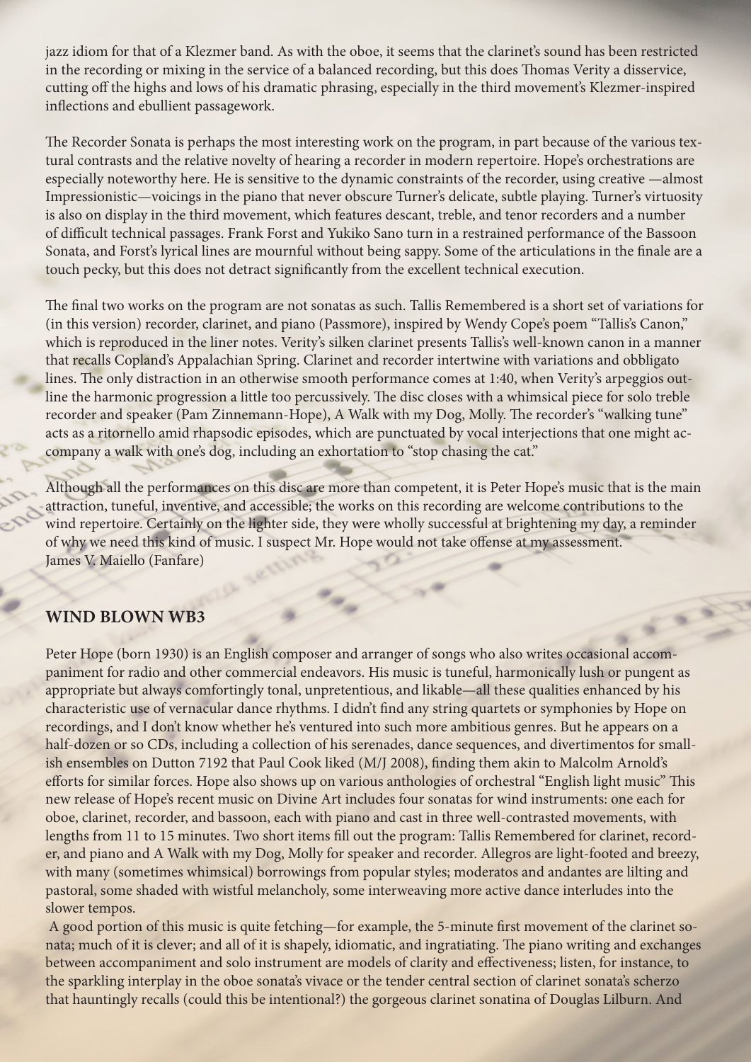jazz idiom for that of a Klezmer band. As with the oboe, it seems that the clarinet's sound has been restricted in the recording or mixing in the service of a balanced recording, but this does Thomas Verity a disservice, cutting off the highs and lows of his dramatic phrasing, especially in the third movement's Klezmer-inspired inflections and ebullient passagework.

The Recorder Sonata is perhaps the most interesting work on the program, in part because of the various textural contrasts and the relative novelty of hearing a recorder in modern repertoire. Hope's orchestrations are especially noteworthy here. He is sensitive to the dynamic constraints of the recorder, using creative —almost Impressionistic—voicings in the piano that never obscure Turner's delicate, subtle playing. Turner's virtuosity is also on display in the third movement, which features descant, treble, and tenor recorders and a number of difficult technical passages. Frank Forst and Yukiko Sano turn in a restrained performance of the Bassoon Sonata, and Forst's lyrical lines are mournful without being sappy. Some of the articulations in the finale are a touch pecky, but this does not detract significantly from the excellent technical execution.

The final two works on the program are not sonatas as such. Tallis Remembered is a short set of variations for (in this version) recorder, clarinet, and piano (Passmore), inspired by Wendy Cope's poem "Tallis's Canon," which is reproduced in the liner notes. Verity's silken clarinet presents Tallis's well-known canon in a manner that recalls Copland's Appalachian Spring. Clarinet and recorder intertwine with variations and obbligato lines. The only distraction in an otherwise smooth performance comes at 1:40, when Verity's arpeggios outline the harmonic progression a little too percussively. The disc closes with a whimsical piece for solo treble recorder and speaker (Pam Zinnemann-Hope), A Walk with my Dog, Molly. The recorder's "walking tune" acts as a ritornello amid rhapsodic episodes, which are punctuated by vocal interjections that one might accompany a walk with one's dog, including an exhortation to "stop chasing the cat."

Although all the performances on this disc are more than competent, it is Peter Hope's music that is the main attraction, tuneful, inventive, and accessible; the works on this recording are welcome contributions to the wind repertoire. Certainly on the lighter side, they were wholly successful at brightening my day, a reminder of why we need this kind of music. I suspect Mr. Hope would not take offense at my assessment.
James V. Maiello (Fanfare)

## WIND BLOWN WB3

Peter Hope (born 1930) is an English composer and arranger of songs who also writes occasional accompaniment for radio and other commercial endeavors. His music is tuneful, harmonically lush or pungent as appropriate but always comfortingly tonal, unpretentious, and likable—all these qualities enhanced by his characteristic use of vernacular dance rhythms. I didn't find any string quartets or symphonies by Hope on recordings, and I don't know whether he's ventured into such more ambitious genres. But he appears on a half-dozen or so CDs, including a collection of his serenades, dance sequences, and divertimentos for smallish ensembles on Dutton 7192 that Paul Cook liked (M/J 2008), finding them akin to Malcolm Arnold's efforts for similar forces. Hope also shows up on various anthologies of orchestral "English light music" This new release of Hope's recent music on Divine Art includes four sonatas for wind instruments: one each for oboe, clarinet, recorder, and bassoon, each with piano and cast in three well-contrasted movements, with lengths from 11 to 15 minutes. Two short items fill out the program: Tallis Remembered for clarinet, recorder, and piano and A Walk with my Dog, Molly for speaker and recorder. Allegros are light-footed and breezy, with many (sometimes whimsical) borrowings from popular styles; moderatos and andantes are lilting and pastoral, some shaded with wistful melancholy, some interweaving more active dance interludes into the slower tempos.

A good portion of this music is quite fetching—for example, the 5-minute first movement of the clarinet sonata; much of it is clever; and all of it is shapely, idiomatic, and ingratiating. The piano writing and exchanges between accompaniment and solo instrument are models of clarity and effectiveness; listen, for instance, to the sparkling interplay in the oboe sonata's vivace or the tender central section of clarinet sonata's scherzo that hauntingly recalls (could this be intentional?) the gorgeous clarinet sonatina of Douglas Lilburn. And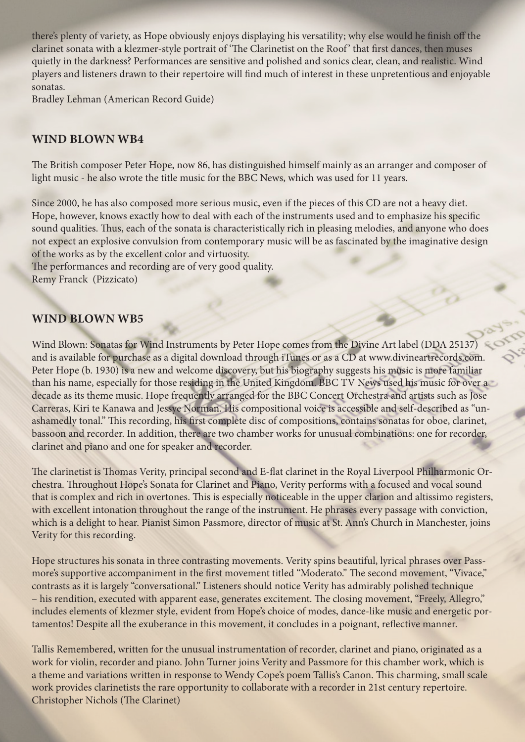there's plenty of variety, as Hope obviously enjoys displaying his versatility; why else would he finish off the clarinet sonata with a klezmer-style portrait of 'The Clarinetist on the Roof' that first dances, then muses quietly in the darkness? Performances are sensitive and polished and sonics clear, clean, and realistic. Wind players and listeners drawn to their repertoire will find much of interest in these unpretentious and enjoyable sonatas.
Bradley Lehman (American Record Guide)

## WIND BLOWN WB4

The British composer Peter Hope, now 86, has distinguished himself mainly as an arranger and composer of light music - he also wrote the title music for the BBC News, which was used for 11 years.

Since 2000, he has also composed more serious music, even if the pieces of this CD are not a heavy diet. Hope, however, knows exactly how to deal with each of the instruments used and to emphasize his specific sound qualities. Thus, each of the sonata is characteristically rich in pleasing melodies, and anyone who does not expect an explosive convulsion from contemporary music will be as fascinated by the imaginative design of the works as by the excellent color and virtuosity.
The performances and recording are of very good quality.
Remy Franck (Pizzicato)

## WIND BLOWN WB5

Wind Blown: Sonatas for Wind Instruments by Peter Hope comes from the Divine Art label (DDA 25137) and is available for purchase as a digital download through iTunes or as a CD at www.divineartrecords.com. Peter Hope (b. 1930) is a new and welcome discovery, but his biography suggests his music is more familiar than his name, especially for those residing in the United Kingdom. BBC TV News used his music for over a decade as its theme music. Hope frequently arranged for the BBC Concert Orchestra and artists such as Jose Carreras, Kiri te Kanawa and Jessye Norman. His compositional voice is accessible and self-described as "unashamedly tonal." This recording, his first complete disc of compositions, contains sonatas for oboe, clarinet, bassoon and recorder. In addition, there are two chamber works for unusual combinations: one for recorder, clarinet and piano and one for speaker and recorder.

The clarinetist is Thomas Verity, principal second and E-flat clarinet in the Royal Liverpool Philharmonic Orchestra. Throughout Hope's Sonata for Clarinet and Piano, Verity performs with a focused and vocal sound that is complex and rich in overtones. This is especially noticeable in the upper clarion and altissimo registers, with excellent intonation throughout the range of the instrument. He phrases every passage with conviction, which is a delight to hear. Pianist Simon Passmore, director of music at St. Ann's Church in Manchester, joins Verity for this recording.

Hope structures his sonata in three contrasting movements. Verity spins beautiful, lyrical phrases over Passmore's supportive accompaniment in the first movement titled "Moderato." The second movement, "Vivace," contrasts as it is largely "conversational." Listeners should notice Verity has admirably polished technique – his rendition, executed with apparent ease, generates excitement. The closing movement, "Freely, Allegro," includes elements of klezmer style, evident from Hope's choice of modes, dance-like music and energetic portamentos! Despite all the exuberance in this movement, it concludes in a poignant, reflective manner.

Tallis Remembered, written for the unusual instrumentation of recorder, clarinet and piano, originated as a work for violin, recorder and piano. John Turner joins Verity and Passmore for this chamber work, which is a theme and variations written in response to Wendy Cope's poem Tallis's Canon. This charming, small scale work provides clarinetists the rare opportunity to collaborate with a recorder in 21st century repertoire.
Christopher Nichols (The Clarinet)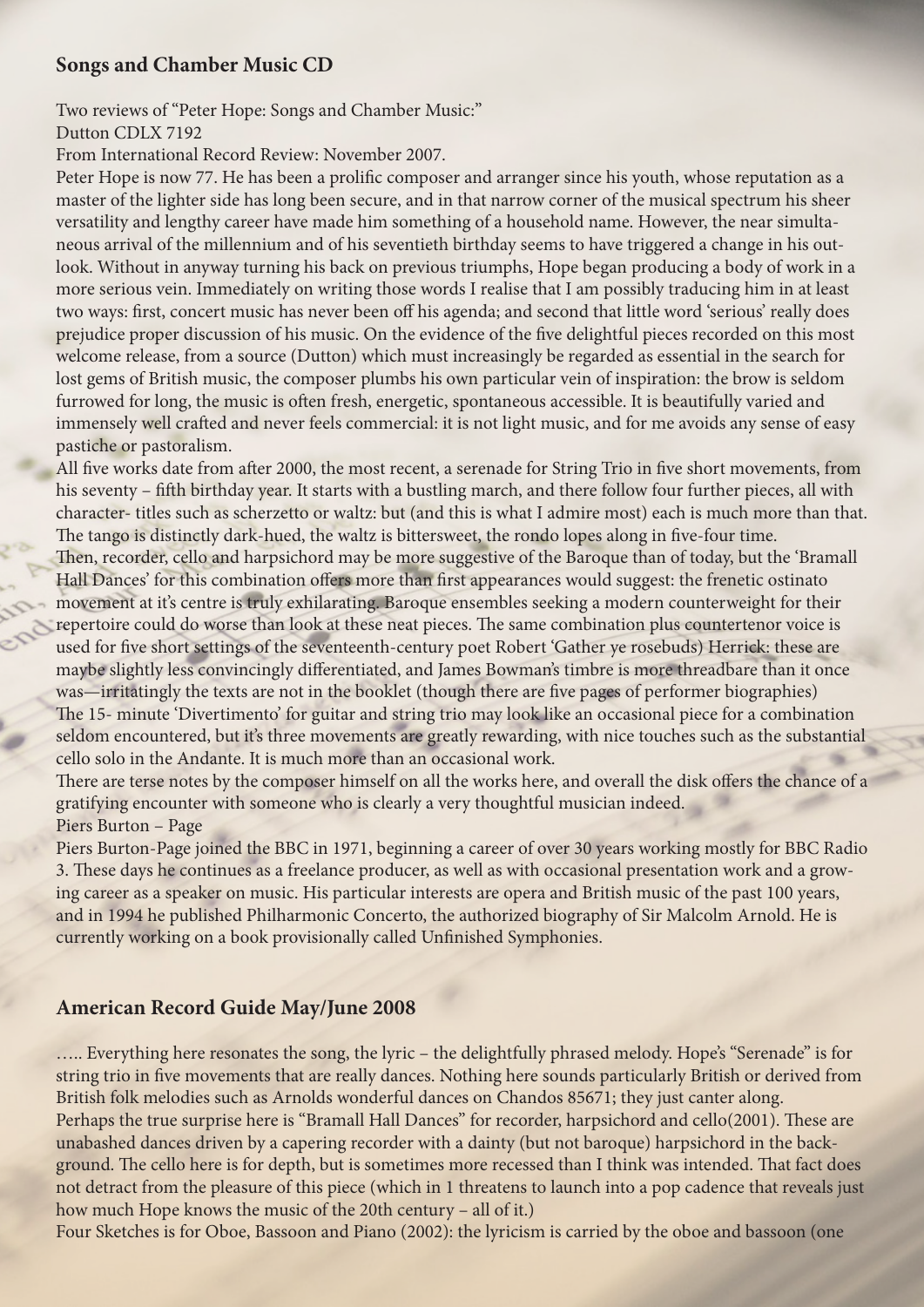## Songs and Chamber Music CD

Two reviews of "Peter Hope: Songs and Chamber Music:"
Dutton CDLX 7192
From International Record Review: November 2007.

Peter Hope is now 77. He has been a prolific composer and arranger since his youth, whose reputation as a master of the lighter side has long been secure, and in that narrow corner of the musical spectrum his sheer versatility and lengthy career have made him something of a household name. However, the near simultaneous arrival of the millennium and of his seventieth birthday seems to have triggered a change in his outlook. Without in anyway turning his back on previous triumphs, Hope began producing a body of work in a more serious vein. Immediately on writing those words I realise that I am possibly traducing him in at least two ways: first, concert music has never been off his agenda; and second that little word 'serious' really does prejudice proper discussion of his music. On the evidence of the five delightful pieces recorded on this most welcome release, from a source (Dutton) which must increasingly be regarded as essential in the search for lost gems of British music, the composer plumbs his own particular vein of inspiration: the brow is seldom furrowed for long, the music is often fresh, energetic, spontaneous accessible. It is beautifully varied and immensely well crafted and never feels commercial: it is not light music, and for me avoids any sense of easy pastiche or pastoralism.

All five works date from after 2000, the most recent, a serenade for String Trio in five short movements, from his seventy – fifth birthday year. It starts with a bustling march, and there follow four further pieces, all with character- titles such as scherzetto or waltz: but (and this is what I admire most) each is much more than that. The tango is distinctly dark-hued, the waltz is bittersweet, the rondo lopes along in five-four time.

Then, recorder, cello and harpsichord may be more suggestive of the Baroque than of today, but the 'Bramall Hall Dances' for this combination offers more than first appearances would suggest: the frenetic ostinato movement at it's centre is truly exhilarating. Baroque ensembles seeking a modern counterweight for their repertoire could do worse than look at these neat pieces. The same combination plus countertenor voice is used for five short settings of the seventeenth-century poet Robert 'Gather ye rosebuds) Herrick: these are maybe slightly less convincingly differentiated, and James Bowman's timbre is more threadbare than it once was—irritatingly the texts are not in the booklet (though there are five pages of performer biographies)

The 15- minute 'Divertimento' for guitar and string trio may look like an occasional piece for a combination seldom encountered, but it's three movements are greatly rewarding, with nice touches such as the substantial cello solo in the Andante. It is much more than an occasional work.

There are terse notes by the composer himself on all the works here, and overall the disk offers the chance of a gratifying encounter with someone who is clearly a very thoughtful musician indeed.

Piers Burton – Page

Piers Burton-Page joined the BBC in 1971, beginning a career of over 30 years working mostly for BBC Radio 3. These days he continues as a freelance producer, as well as with occasional presentation work and a growing career as a speaker on music. His particular interests are opera and British music of the past 100 years, and in 1994 he published Philharmonic Concerto, the authorized biography of Sir Malcolm Arnold. He is currently working on a book provisionally called Unfinished Symphonies.

## American Record Guide May/June 2008

….. Everything here resonates the song, the lyric – the delightfully phrased melody. Hope's "Serenade" is for string trio in five movements that are really dances. Nothing here sounds particularly British or derived from British folk melodies such as Arnolds wonderful dances on Chandos 85671; they just canter along.

Perhaps the true surprise here is "Bramall Hall Dances" for recorder, harpsichord and cello(2001). These are unabashed dances driven by a capering recorder with a dainty (but not baroque) harpsichord in the background. The cello here is for depth, but is sometimes more recessed than I think was intended. That fact does not detract from the pleasure of this piece (which in 1 threatens to launch into a pop cadence that reveals just how much Hope knows the music of the 20th century – all of it.)

Four Sketches is for Oboe, Bassoon and Piano (2002): the lyricism is carried by the oboe and bassoon (one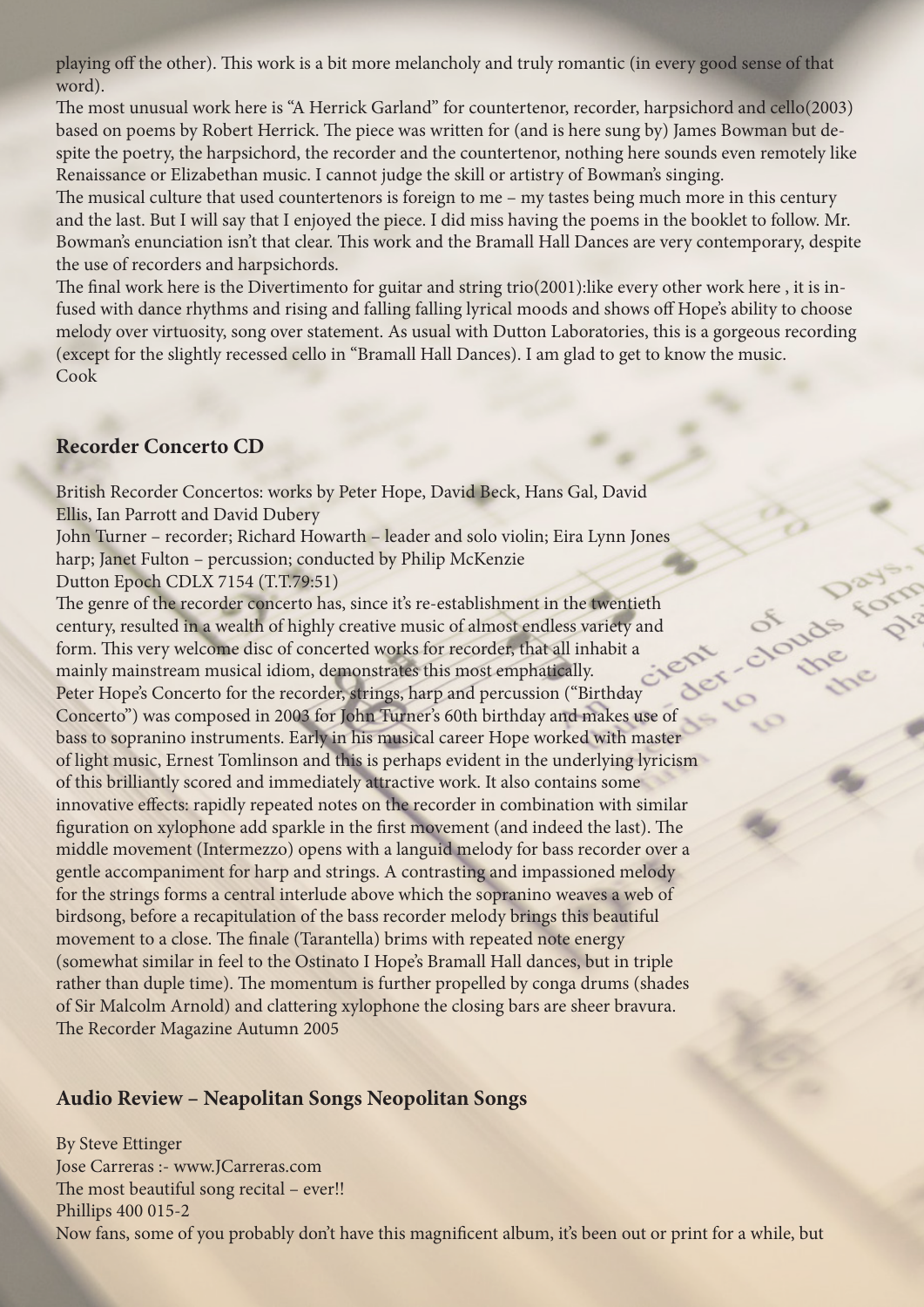playing off the other). This work is a bit more melancholy and truly romantic (in every good sense of that word).

The most unusual work here is "A Herrick Garland" for countertenor, recorder, harpsichord and cello(2003) based on poems by Robert Herrick. The piece was written for (and is here sung by) James Bowman but despite the poetry, the harpsichord, the recorder and the countertenor, nothing here sounds even remotely like Renaissance or Elizabethan music. I cannot judge the skill or artistry of Bowman's singing.

The musical culture that used countertenors is foreign to me – my tastes being much more in this century and the last. But I will say that I enjoyed the piece. I did miss having the poems in the booklet to follow. Mr. Bowman's enunciation isn't that clear. This work and the Bramall Hall Dances are very contemporary, despite the use of recorders and harpsichords.

The final work here is the Divertimento for guitar and string trio(2001):like every other work here , it is infused with dance rhythms and rising and falling falling lyrical moods and shows off Hope's ability to choose melody over virtuosity, song over statement. As usual with Dutton Laboratories, this is a gorgeous recording (except for the slightly recessed cello in "Bramall Hall Dances). I am glad to get to know the music.
Cook

## Recorder Concerto CD

British Recorder Concertos: works by Peter Hope, David Beck, Hans Gal, David Ellis, Ian Parrott and David Dubery
John Turner – recorder; Richard Howarth – leader and solo violin; Eira Lynn Jones harp; Janet Fulton – percussion; conducted by Philip McKenzie
Dutton Epoch CDLX 7154 (T.T.79:51)

The genre of the recorder concerto has, since it's re-establishment in the twentieth century, resulted in a wealth of highly creative music of almost endless variety and form. This very welcome disc of concerted works for recorder, that all inhabit a mainly mainstream musical idiom, demonstrates this most emphatically.

Peter Hope's Concerto for the recorder, strings, harp and percussion ("Birthday Concerto") was composed in 2003 for John Turner's 60th birthday and makes use of bass to sopranino instruments. Early in his musical career Hope worked with master of light music, Ernest Tomlinson and this is perhaps evident in the underlying lyricism of this brilliantly scored and immediately attractive work. It also contains some innovative effects: rapidly repeated notes on the recorder in combination with similar figuration on xylophone add sparkle in the first movement (and indeed the last). The middle movement (Intermezzo) opens with a languid melody for bass recorder over a gentle accompaniment for harp and strings. A contrasting and impassioned melody for the strings forms a central interlude above which the sopranino weaves a web of birdsong, before a recapitulation of the bass recorder melody brings this beautiful movement to a close. The finale (Tarantella) brims with repeated note energy (somewhat similar in feel to the Ostinato I Hope's Bramall Hall dances, but in triple rather than duple time). The momentum is further propelled by conga drums (shades of Sir Malcolm Arnold) and clattering xylophone the closing bars are sheer bravura.
The Recorder Magazine Autumn 2005

## Audio Review – Neapolitan Songs Neopolitan Songs

By Steve Ettinger
Jose Carreras :- www.JCarreras.com
The most beautiful song recital – ever!!
Phillips 400 015-2
Now fans, some of you probably don't have this magnificent album, it's been out or print for a while, but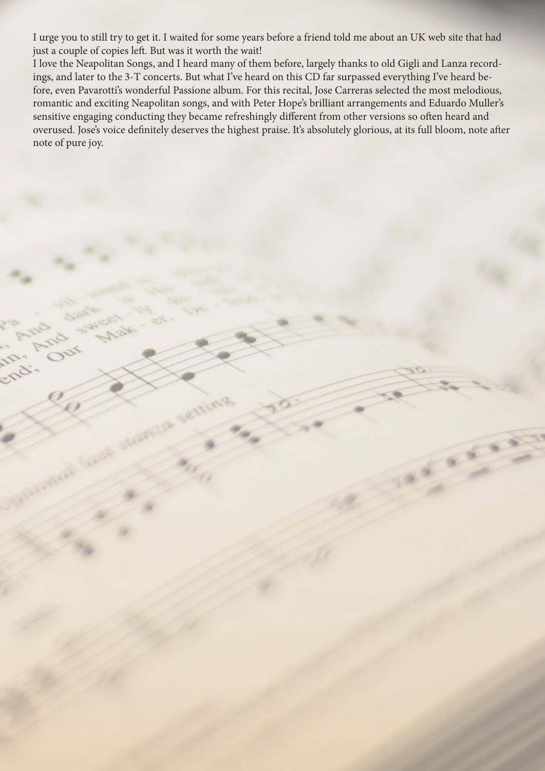I urge you to still try to get it. I waited for some years before a friend told me about an UK web site that had just a couple of copies left. But was it worth the wait!

I love the Neapolitan Songs, and I heard many of them before, largely thanks to old Gigli and Lanza recordings, and later to the 3-T concerts. But what I've heard on this CD far surpassed everything I've heard before, even Pavarotti's wonderful Passione album. For this recital, Jose Carreras selected the most melodious, romantic and exciting Neapolitan songs, and with Peter Hope's brilliant arrangements and Eduardo Muller's sensitive engaging conducting they became refreshingly different from other versions so often heard and overused. Jose's voice definitely deserves the highest praise. It's absolutely glorious, at its full bloom, note after note of pure joy.